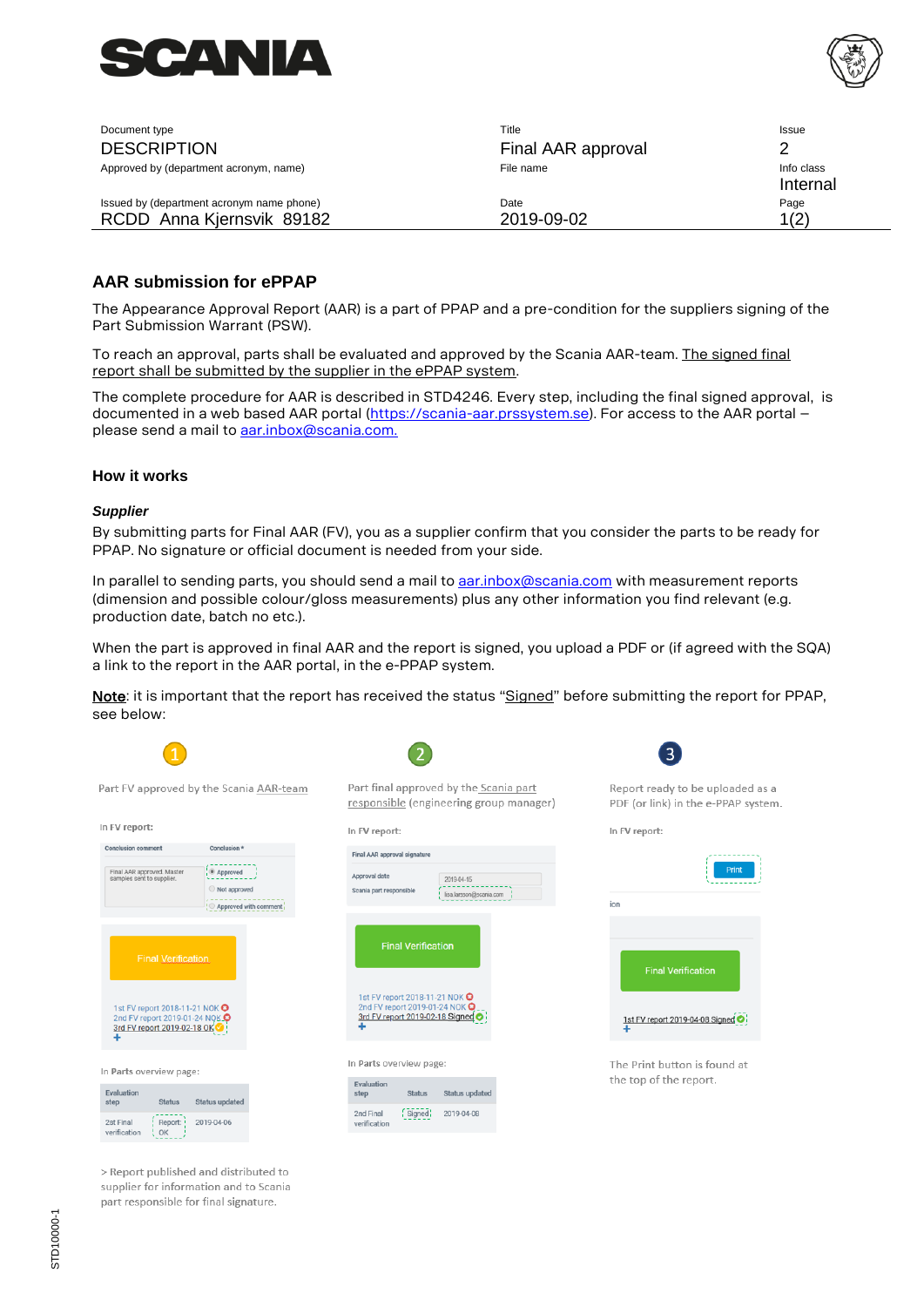| Document type | Title | Issue |
| --- | --- | --- |
| DESCRIPTION | Final AAR approval | 2 |
| Approved by (department acronym, name) | File name | Info class |
| | | Internal |
| Issued by (department acronym name phone) | Date | Page |
| RCDD Anna Kjernsvik 89182 | 2019-09-02 | 1(2) |

## AAR submission for ePPAP

The Appearance Approval Report (AAR) is a part of PPAP and a pre-condition for the suppliers signing of the Part Submission Warrant (PSW).

To reach an approval, parts shall be evaluated and approved by the Scania AAR-team. The signed final report shall be submitted by the supplier in the ePPAP system.

The complete procedure for AAR is described in STD4246. Every step, including the final signed approval, is documented in a web based AAR portal (https://scania-aar.prssystem.se). For access to the AAR portal – please send a mail to aar.inbox@scania.com.

### How it works

***Supplier***

By submitting parts for Final AAR (FV), you as a supplier confirm that you consider the parts to be ready for PPAP. No signature or official document is needed from your side.

In parallel to sending parts, you should send a mail to aar.inbox@scania.com with measurement reports (dimension and possible colour/gloss measurements) plus any other information you find relevant (e.g. production date, batch no etc.).

When the part is approved in final AAR and the report is signed, you upload a PDF or (if agreed with the SQA) a link to the report in the AAR portal, in the e-PPAP system.

**Note**: it is important that the report has received the status "Signed" before submitting the report for PPAP, see below:

1. Part FV approved by the Scania AAR-team

   In FV report:

   | Conclusion comment | Conclusion * |
   | --- | --- |
   | Final AAR approved. Master samples sent to supplier. | Approved / Not approved / Approved with comment |

   Final Verification
   - 1st FV report 2018-11-21 NOK
   - 2nd FV report 2019-01-24 NOK
   - 3rd FV report 2019-02-18 OK

   In Parts overview page:

   | Evaluation step | Status | Status updated |
   | --- | --- | --- |
   | 2st Final verification | Report: OK | 2019-04-06 |

   > Report published and distributed to supplier for information and to Scania part responsible for final signature.

2. Part final approved by the Scania part responsible (engineering group manager)

   In FV report:

   | Final AAR approval signature | |
   | --- | --- |
   | Approval date | 2019-04-15 |
   | Scania part responsible | lisa.larsson@scania.com |

   Final Verification
   - 1st FV report 2018-11-21 NOK
   - 2nd FV report 2019-01-24 NOK
   - 3rd FV report 2019-02-18 Signed

   In Parts overview page:

   | Evaluation step | Status | Status updated |
   | --- | --- | --- |
   | 2nd Final verification | Signed | 2019-04-08 |

3. Report ready to be uploaded as a PDF (or link) in the e-PPAP system.

   In FV report:

   Print

   Final Verification
   - 1st FV report 2019-04-08 Signed

   The Print button is found at the top of the report.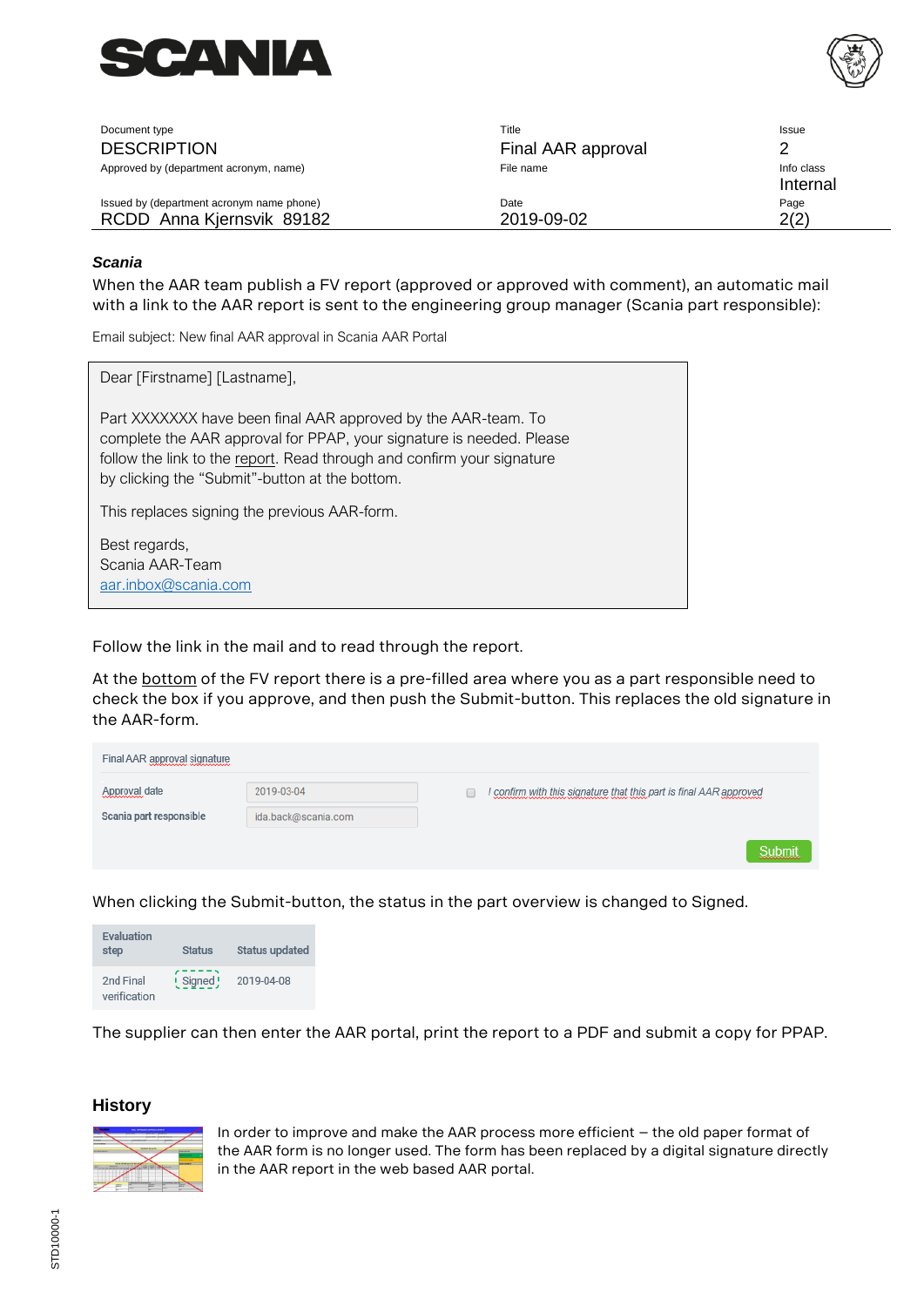| Document type | Title | Issue |
|---|---|---|
| DESCRIPTION | Final AAR approval | 2 |
| Approved by (department acronym, name) | File name | Info class |
| | | Internal |
| Issued by (department acronym name phone) | Date | |
| RCDD Anna Kjernsvik 89182 | 2019-09-02 | |

***Scania***

When the AAR team publish a FV report (approved or approved with comment), an automatic mail with a link to the AAR report is sent to the engineering group manager (Scania part responsible):

Email subject: New final AAR approval in Scania AAR Portal

> Dear [Firstname] [Lastname],
>
> Part XXXXXXX have been final AAR approved by the AAR-team. To complete the AAR approval for PPAP, your signature is needed. Please follow the link to the report. Read through and confirm your signature by clicking the "Submit"-button at the bottom.
>
> This replaces signing the previous AAR-form.
>
> Best regards,
> Scania AAR-Team
> aar.inbox@scania.com

Follow the link in the mail and to read through the report.

At the bottom of the FV report there is a pre-filled area where you as a part responsible need to check the box if you approve, and then push the Submit-button. This replaces the old signature in the AAR-form.

Final AAR approval signature

| | | |
|---|---|---|
| Approval date | 2019-03-04 | ☐ *I confirm with this signature that this part is final AAR approved* |
| Scania part responsible | ida.back@scania.com | |
| | | Submit |

When clicking the Submit-button, the status in the part overview is changed to Signed.

| Evaluation step | Status | Status updated |
|---|---|---|
| 2nd Final verification | Signed | 2019-04-08 |

The supplier can then enter the AAR portal, print the report to a PDF and submit a copy for PPAP.

## History

In order to improve and make the AAR process more efficient – the old paper format of the AAR form is no longer used. The form has been replaced by a digital signature directly in the AAR report in the web based AAR portal.